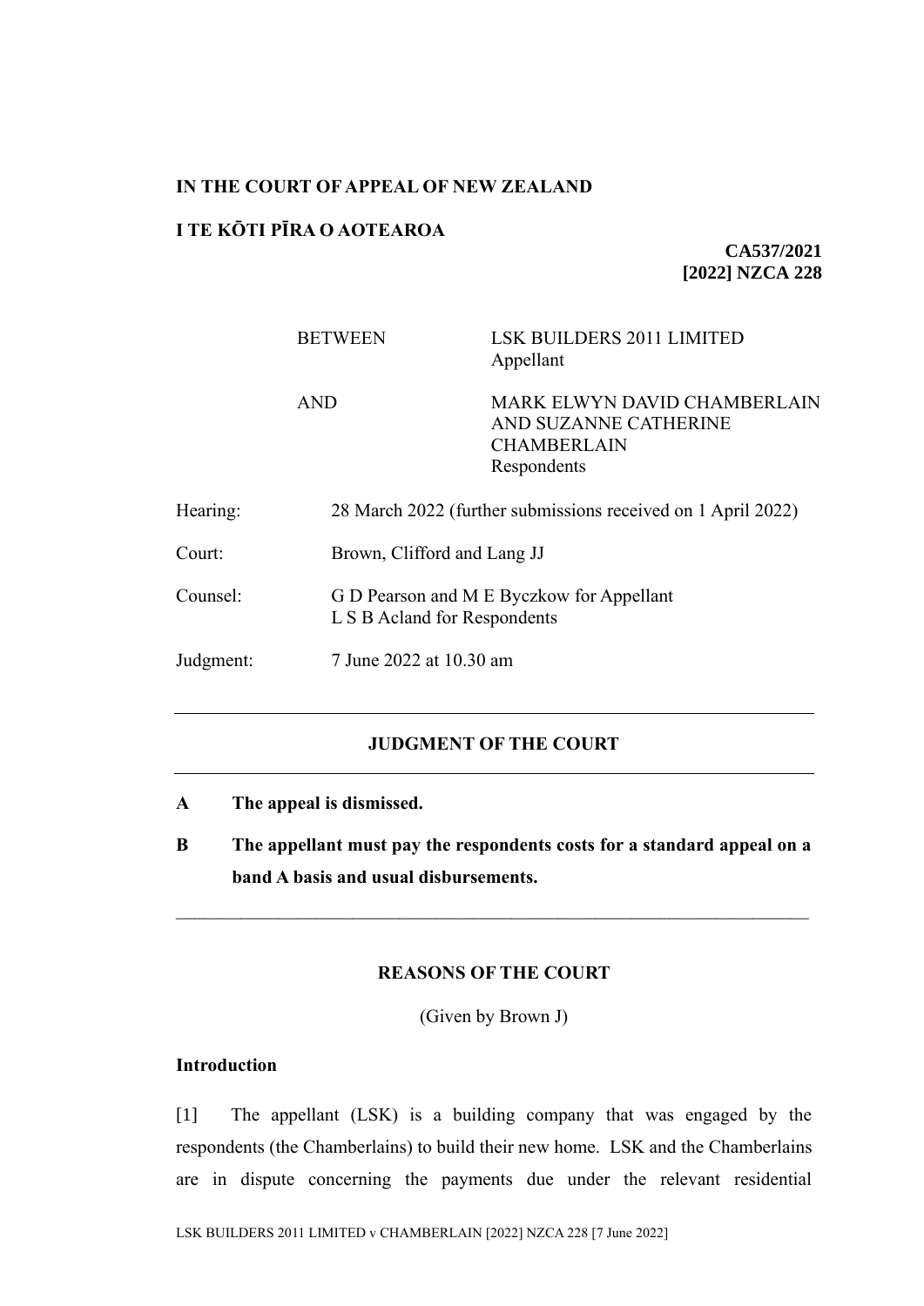**IN THE COURT OF APPEAL OF NEW ZEALAND**

**I TE KŌTI PĪRA O AOTEAROA**

**CA537/2021**
**[2022] NZCA 228**

| | | |
|---|---|---|
| | BETWEEN | LSK BUILDERS 2011 LIMITED<br>Appellant |
| | AND | MARK ELWYN DAVID CHAMBERLAIN AND SUZANNE CATHERINE CHAMBERLAIN<br>Respondents |

| | |
|---|---|
| Hearing: | 28 March 2022 (further submissions received on 1 April 2022) |
| Court: | Brown, Clifford and Lang JJ |
| Counsel: | G D Pearson and M E Byczkow for Appellant<br>L S B Acland for Respondents |
| Judgment: | 7 June 2022 at 10.30 am |

---

## JUDGMENT OF THE COURT

---

**A The appeal is dismissed.**

**B The appellant must pay the respondents costs for a standard appeal on a band A basis and usual disbursements.**

---

## REASONS OF THE COURT

(Given by Brown J)

### Introduction

[1] The appellant (LSK) is a building company that was engaged by the respondents (the Chamberlains) to build their new home. LSK and the Chamberlains are in dispute concerning the payments due under the relevant residential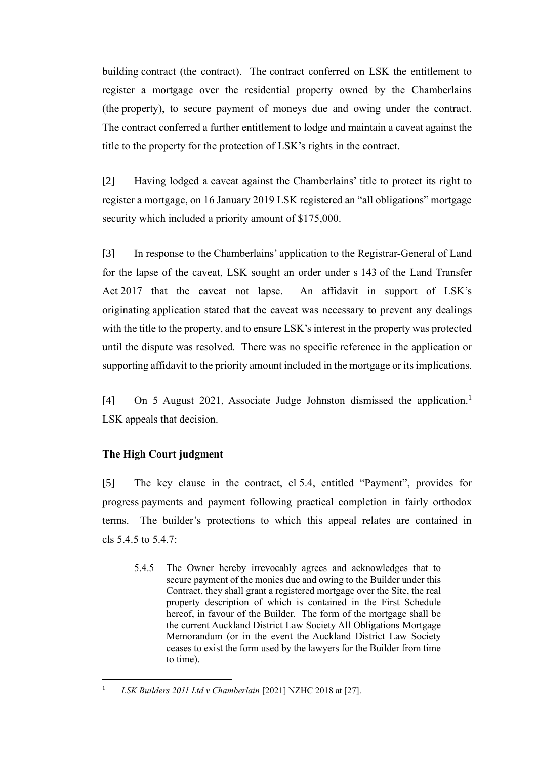building contract (the contract). The contract conferred on LSK the entitlement to register a mortgage over the residential property owned by the Chamberlains (the property), to secure payment of moneys due and owing under the contract. The contract conferred a further entitlement to lodge and maintain a caveat against the title to the property for the protection of LSK's rights in the contract.

[2] Having lodged a caveat against the Chamberlains' title to protect its right to register a mortgage, on 16 January 2019 LSK registered an "all obligations" mortgage security which included a priority amount of $175,000.

[3] In response to the Chamberlains' application to the Registrar-General of Land for the lapse of the caveat, LSK sought an order under s 143 of the Land Transfer Act 2017 that the caveat not lapse. An affidavit in support of LSK's originating application stated that the caveat was necessary to prevent any dealings with the title to the property, and to ensure LSK's interest in the property was protected until the dispute was resolved. There was no specific reference in the application or supporting affidavit to the priority amount included in the mortgage or its implications.

[4] On 5 August 2021, Associate Judge Johnston dismissed the application.[1] LSK appeals that decision.

## The High Court judgment

[5] The key clause in the contract, cl 5.4, entitled "Payment", provides for progress payments and payment following practical completion in fairly orthodox terms. The builder's protections to which this appeal relates are contained in cls 5.4.5 to 5.4.7:

> 5.4.5 The Owner hereby irrevocably agrees and acknowledges that to secure payment of the monies due and owing to the Builder under this Contract, they shall grant a registered mortgage over the Site, the real property description of which is contained in the First Schedule hereof, in favour of the Builder. The form of the mortgage shall be the current Auckland District Law Society All Obligations Mortgage Memorandum (or in the event the Auckland District Law Society ceases to exist the form used by the lawyers for the Builder from time to time).

---

[1] *LSK Builders 2011 Ltd v Chamberlain* [2021] NZHC 2018 at [27].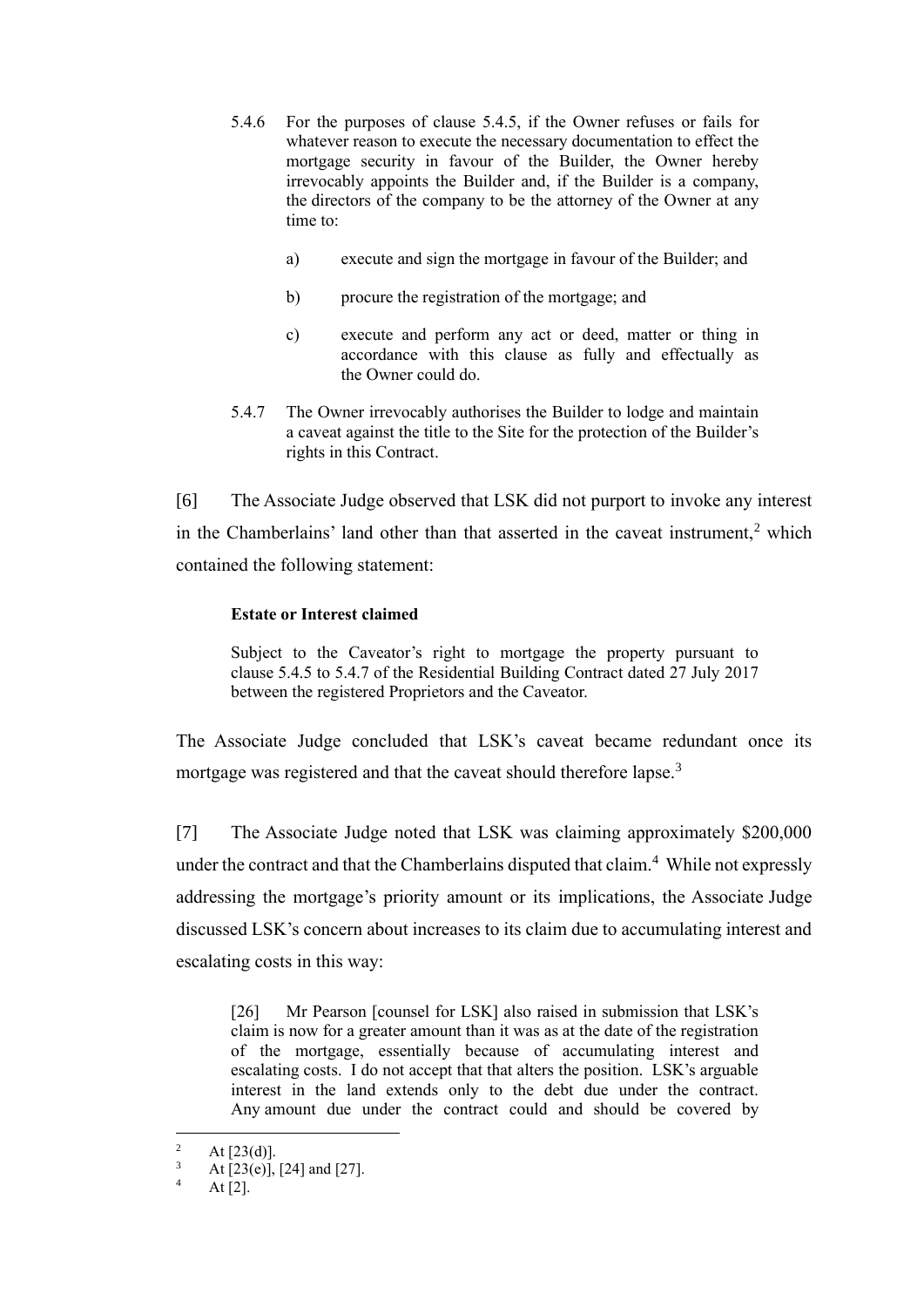5.4.6 For the purposes of clause 5.4.5, if the Owner refuses or fails for whatever reason to execute the necessary documentation to effect the mortgage security in favour of the Builder, the Owner hereby irrevocably appoints the Builder and, if the Builder is a company, the directors of the company to be the attorney of the Owner at any time to:

> a) execute and sign the mortgage in favour of the Builder; and
>
> b) procure the registration of the mortgage; and
>
> c) execute and perform any act or deed, matter or thing in accordance with this clause as fully and effectually as the Owner could do.

5.4.7 The Owner irrevocably authorises the Builder to lodge and maintain a caveat against the title to the Site for the protection of the Builder's rights in this Contract.

[6] The Associate Judge observed that LSK did not purport to invoke any interest in the Chamberlains' land other than that asserted in the caveat instrument,[2] which contained the following statement:

> **Estate or Interest claimed**
>
> Subject to the Caveator's right to mortgage the property pursuant to clause 5.4.5 to 5.4.7 of the Residential Building Contract dated 27 July 2017 between the registered Proprietors and the Caveator.

The Associate Judge concluded that LSK's caveat became redundant once its mortgage was registered and that the caveat should therefore lapse.[3]

[7] The Associate Judge noted that LSK was claiming approximately $200,000 under the contract and that the Chamberlains disputed that claim.[4] While not expressly addressing the mortgage's priority amount or its implications, the Associate Judge discussed LSK's concern about increases to its claim due to accumulating interest and escalating costs in this way:

> [26] Mr Pearson [counsel for LSK] also raised in submission that LSK's claim is now for a greater amount than it was as at the date of the registration of the mortgage, essentially because of accumulating interest and escalating costs. I do not accept that that alters the position. LSK's arguable interest in the land extends only to the debt due under the contract. Any amount due under the contract could and should be covered by

---

[2] At [23(d)].

[3] At [23(e)], [24] and [27].

[4] At [2].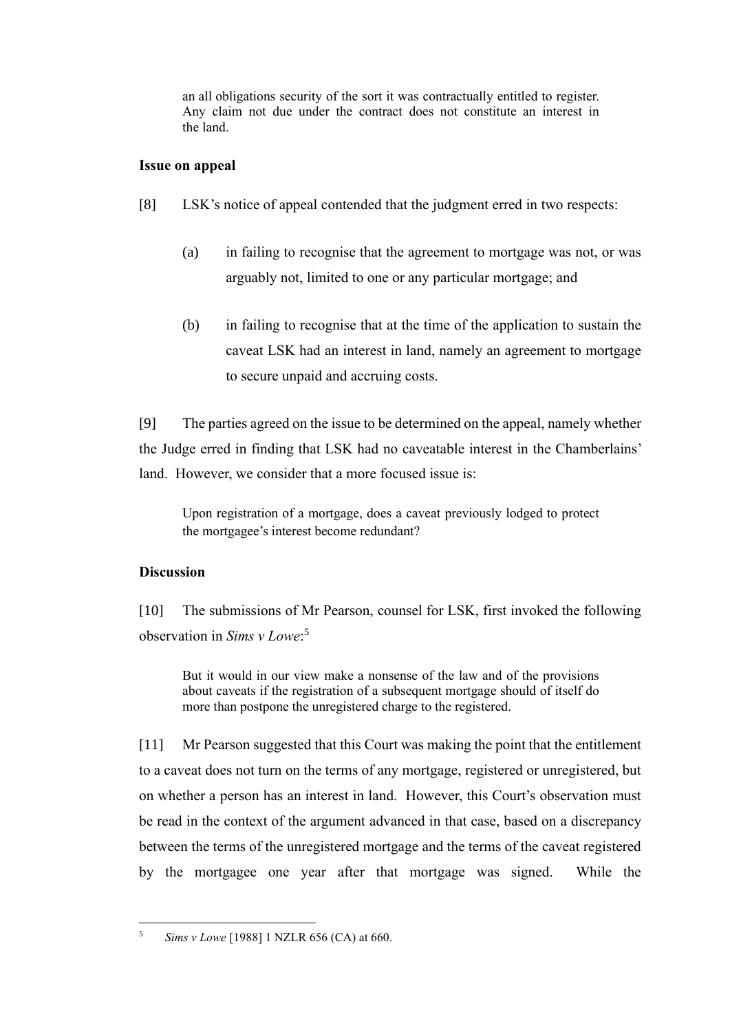> an all obligations security of the sort it was contractually entitled to register. Any claim not due under the contract does not constitute an interest in the land.

### Issue on appeal

[8] LSK's notice of appeal contended that the judgment erred in two respects:

(a) in failing to recognise that the agreement to mortgage was not, or was arguably not, limited to one or any particular mortgage; and

(b) in failing to recognise that at the time of the application to sustain the caveat LSK had an interest in land, namely an agreement to mortgage to secure unpaid and accruing costs.

[9] The parties agreed on the issue to be determined on the appeal, namely whether the Judge erred in finding that LSK had no caveatable interest in the Chamberlains' land. However, we consider that a more focused issue is:

> Upon registration of a mortgage, does a caveat previously lodged to protect the mortgagee's interest become redundant?

### Discussion

[10] The submissions of Mr Pearson, counsel for LSK, first invoked the following observation in *Sims v Lowe*:[5]

> But it would in our view make a nonsense of the law and of the provisions about caveats if the registration of a subsequent mortgage should of itself do more than postpone the unregistered charge to the registered.

[11] Mr Pearson suggested that this Court was making the point that the entitlement to a caveat does not turn on the terms of any mortgage, registered or unregistered, but on whether a person has an interest in land. However, this Court's observation must be read in the context of the argument advanced in that case, based on a discrepancy between the terms of the unregistered mortgage and the terms of the caveat registered by the mortgagee one year after that mortgage was signed. While the

[5] *Sims v Lowe* [1988] 1 NZLR 656 (CA) at 660.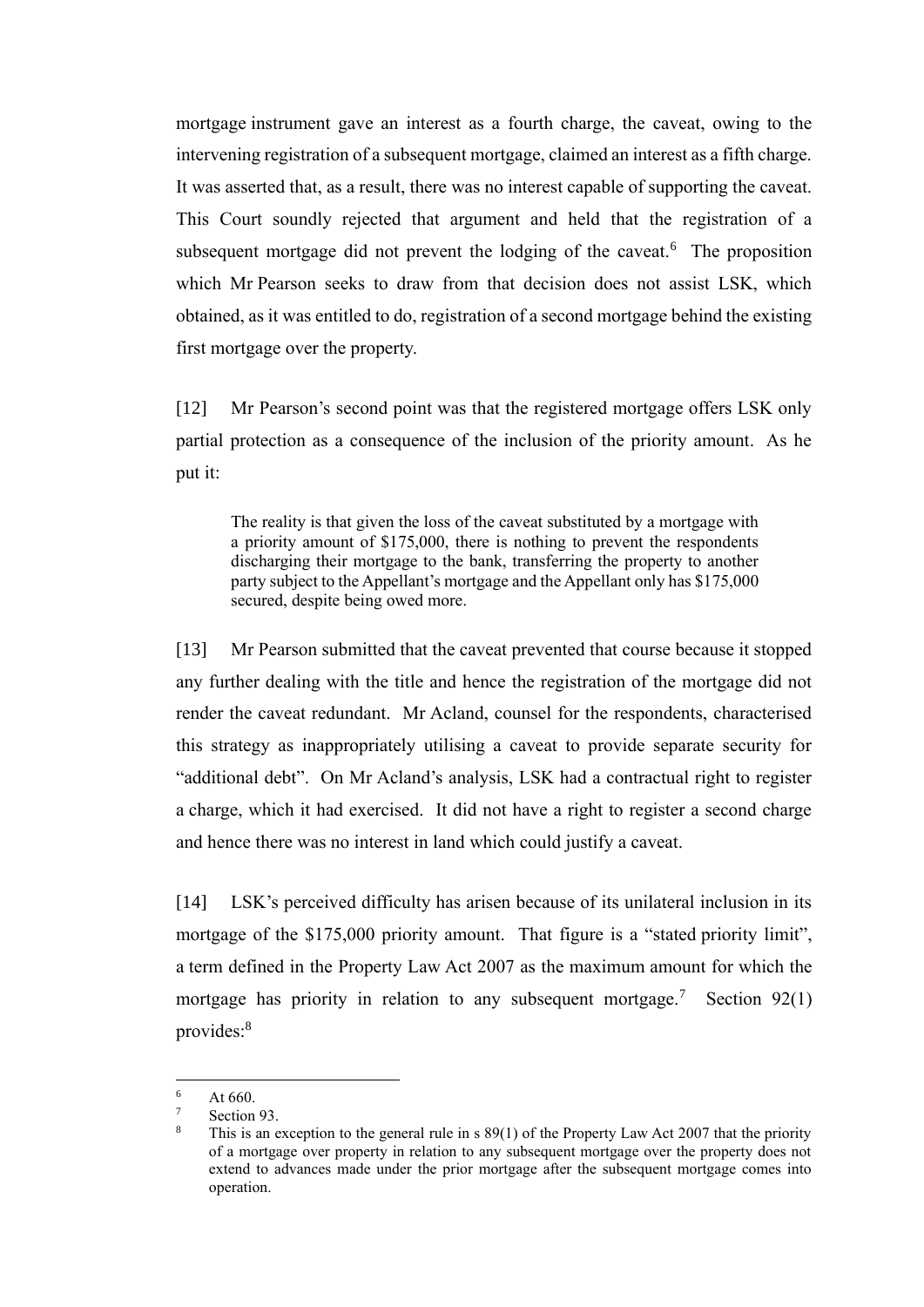mortgage instrument gave an interest as a fourth charge, the caveat, owing to the intervening registration of a subsequent mortgage, claimed an interest as a fifth charge. It was asserted that, as a result, there was no interest capable of supporting the caveat. This Court soundly rejected that argument and held that the registration of a subsequent mortgage did not prevent the lodging of the caveat.[6] The proposition which Mr Pearson seeks to draw from that decision does not assist LSK, which obtained, as it was entitled to do, registration of a second mortgage behind the existing first mortgage over the property.

[12] Mr Pearson's second point was that the registered mortgage offers LSK only partial protection as a consequence of the inclusion of the priority amount. As he put it:

> The reality is that given the loss of the caveat substituted by a mortgage with a priority amount of $175,000, there is nothing to prevent the respondents discharging their mortgage to the bank, transferring the property to another party subject to the Appellant's mortgage and the Appellant only has $175,000 secured, despite being owed more.

[13] Mr Pearson submitted that the caveat prevented that course because it stopped any further dealing with the title and hence the registration of the mortgage did not render the caveat redundant. Mr Acland, counsel for the respondents, characterised this strategy as inappropriately utilising a caveat to provide separate security for "additional debt". On Mr Acland's analysis, LSK had a contractual right to register a charge, which it had exercised. It did not have a right to register a second charge and hence there was no interest in land which could justify a caveat.

[14] LSK's perceived difficulty has arisen because of its unilateral inclusion in its mortgage of the $175,000 priority amount. That figure is a "stated priority limit", a term defined in the Property Law Act 2007 as the maximum amount for which the mortgage has priority in relation to any subsequent mortgage.[7] Section 92(1) provides:[8]

---

[6] At 660.

[7] Section 93.

[8] This is an exception to the general rule in s 89(1) of the Property Law Act 2007 that the priority of a mortgage over property in relation to any subsequent mortgage over the property does not extend to advances made under the prior mortgage after the subsequent mortgage comes into operation.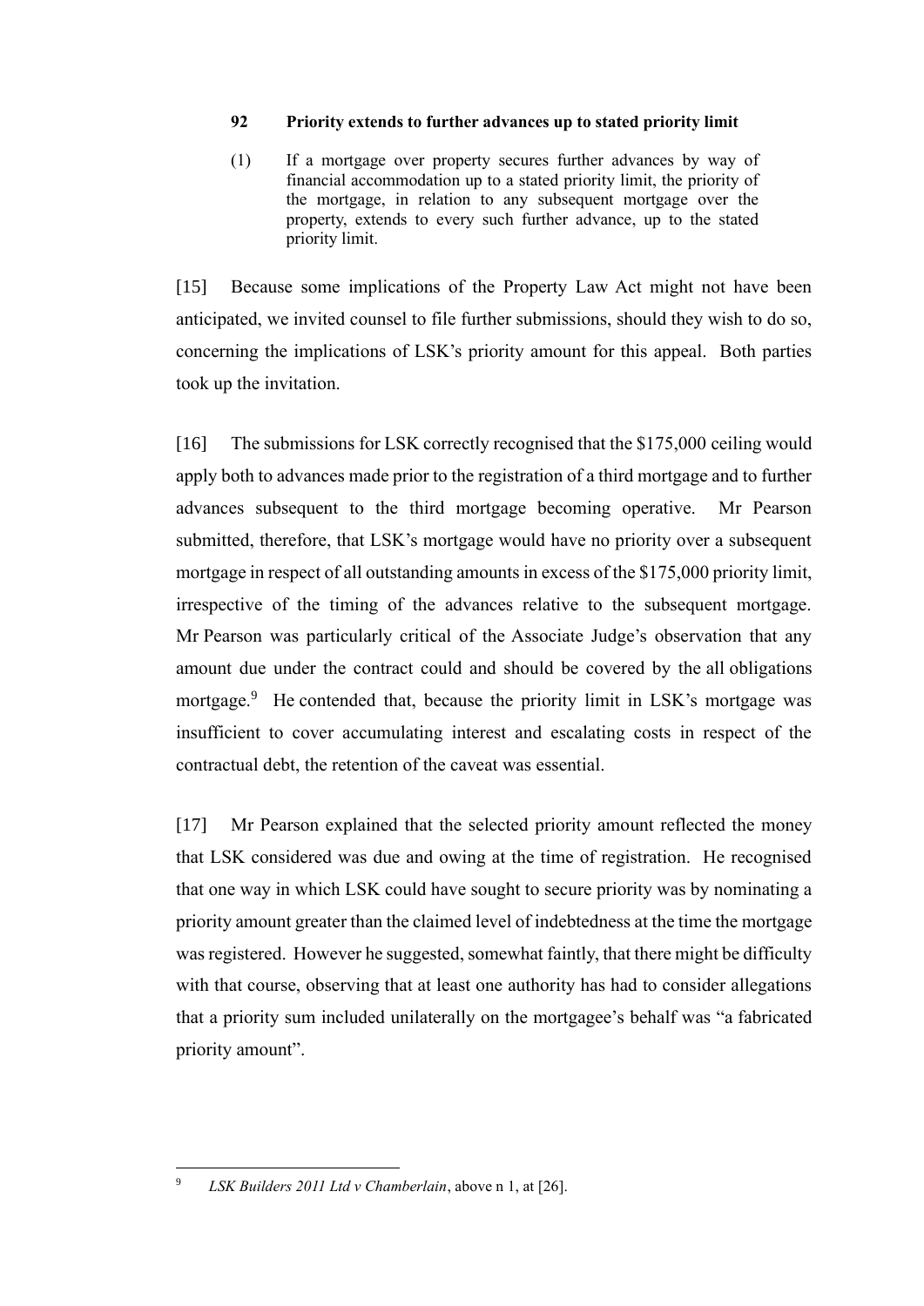> **92 Priority extends to further advances up to stated priority limit**
>
> (1) If a mortgage over property secures further advances by way of financial accommodation up to a stated priority limit, the priority of the mortgage, in relation to any subsequent mortgage over the property, extends to every such further advance, up to the stated priority limit.

[15] Because some implications of the Property Law Act might not have been anticipated, we invited counsel to file further submissions, should they wish to do so, concerning the implications of LSK's priority amount for this appeal. Both parties took up the invitation.

[16] The submissions for LSK correctly recognised that the $175,000 ceiling would apply both to advances made prior to the registration of a third mortgage and to further advances subsequent to the third mortgage becoming operative. Mr Pearson submitted, therefore, that LSK's mortgage would have no priority over a subsequent mortgage in respect of all outstanding amounts in excess of the $175,000 priority limit, irrespective of the timing of the advances relative to the subsequent mortgage. Mr Pearson was particularly critical of the Associate Judge's observation that any amount due under the contract could and should be covered by the all obligations mortgage.[9] He contended that, because the priority limit in LSK's mortgage was insufficient to cover accumulating interest and escalating costs in respect of the contractual debt, the retention of the caveat was essential.

[17] Mr Pearson explained that the selected priority amount reflected the money that LSK considered was due and owing at the time of registration. He recognised that one way in which LSK could have sought to secure priority was by nominating a priority amount greater than the claimed level of indebtedness at the time the mortgage was registered. However he suggested, somewhat faintly, that there might be difficulty with that course, observing that at least one authority has had to consider allegations that a priority sum included unilaterally on the mortgagee's behalf was "a fabricated priority amount".

---

[9] *LSK Builders 2011 Ltd v Chamberlain*, above n 1, at [26].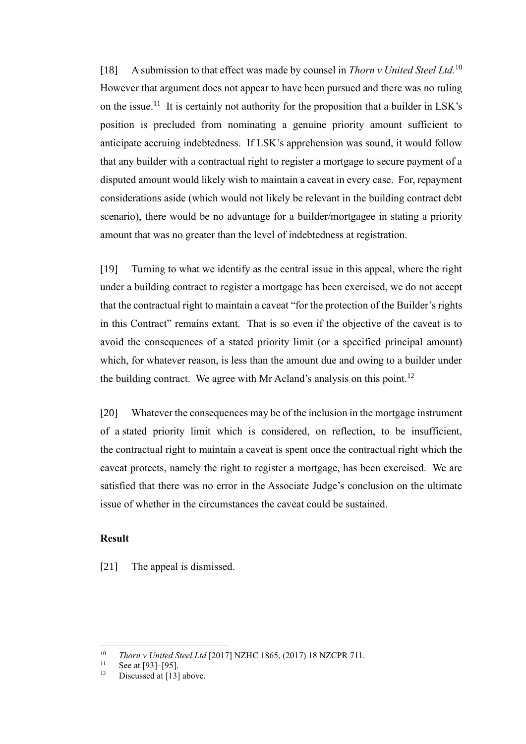[18] A submission to that effect was made by counsel in *Thorn v United Steel Ltd.*[10] However that argument does not appear to have been pursued and there was no ruling on the issue.[11] It is certainly not authority for the proposition that a builder in LSK's position is precluded from nominating a genuine priority amount sufficient to anticipate accruing indebtedness. If LSK's apprehension was sound, it would follow that any builder with a contractual right to register a mortgage to secure payment of a disputed amount would likely wish to maintain a caveat in every case. For, repayment considerations aside (which would not likely be relevant in the building contract debt scenario), there would be no advantage for a builder/mortgagee in stating a priority amount that was no greater than the level of indebtedness at registration.

[19] Turning to what we identify as the central issue in this appeal, where the right under a building contract to register a mortgage has been exercised, we do not accept that the contractual right to maintain a caveat "for the protection of the Builder's rights in this Contract" remains extant. That is so even if the objective of the caveat is to avoid the consequences of a stated priority limit (or a specified principal amount) which, for whatever reason, is less than the amount due and owing to a builder under the building contract. We agree with Mr Acland's analysis on this point.[12]

[20] Whatever the consequences may be of the inclusion in the mortgage instrument of a stated priority limit which is considered, on reflection, to be insufficient, the contractual right to maintain a caveat is spent once the contractual right which the caveat protects, namely the right to register a mortgage, has been exercised. We are satisfied that there was no error in the Associate Judge's conclusion on the ultimate issue of whether in the circumstances the caveat could be sustained.

## Result

[21] The appeal is dismissed.

---

[10] *Thorn v United Steel Ltd* [2017] NZHC 1865, (2017) 18 NZCPR 711.

[11] See at [93]–[95].

[12] Discussed at [13] above.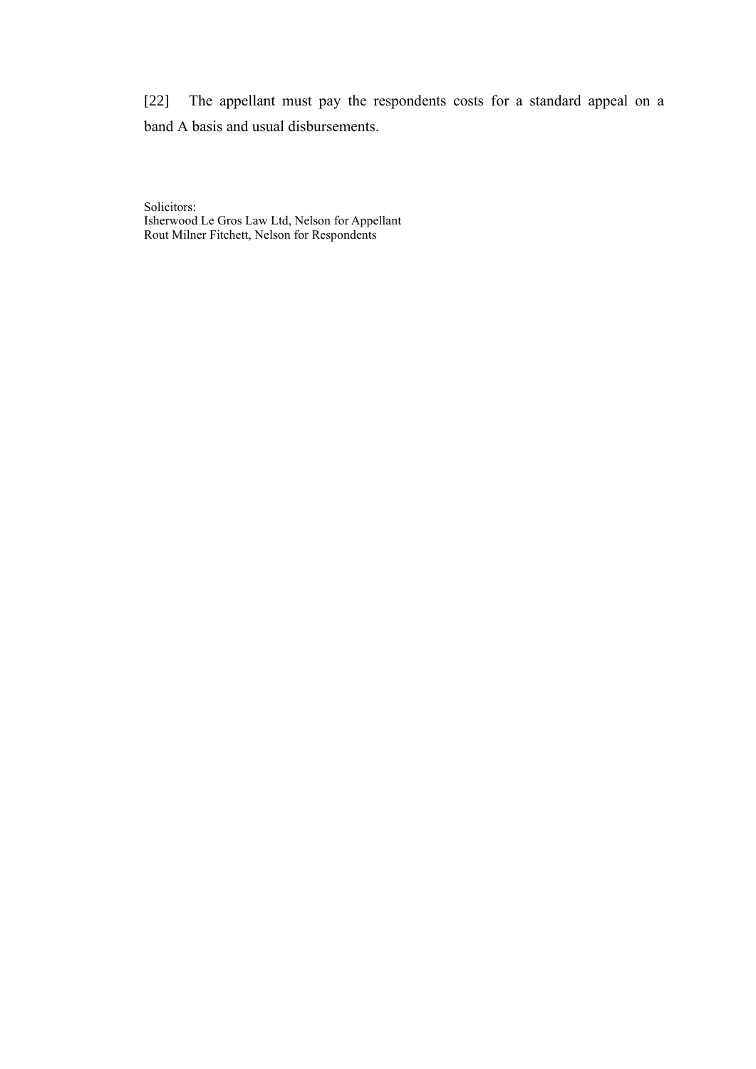[22] The appellant must pay the respondents costs for a standard appeal on a band A basis and usual disbursements.

Solicitors:
Isherwood Le Gros Law Ltd, Nelson for Appellant
Rout Milner Fitchett, Nelson for Respondents